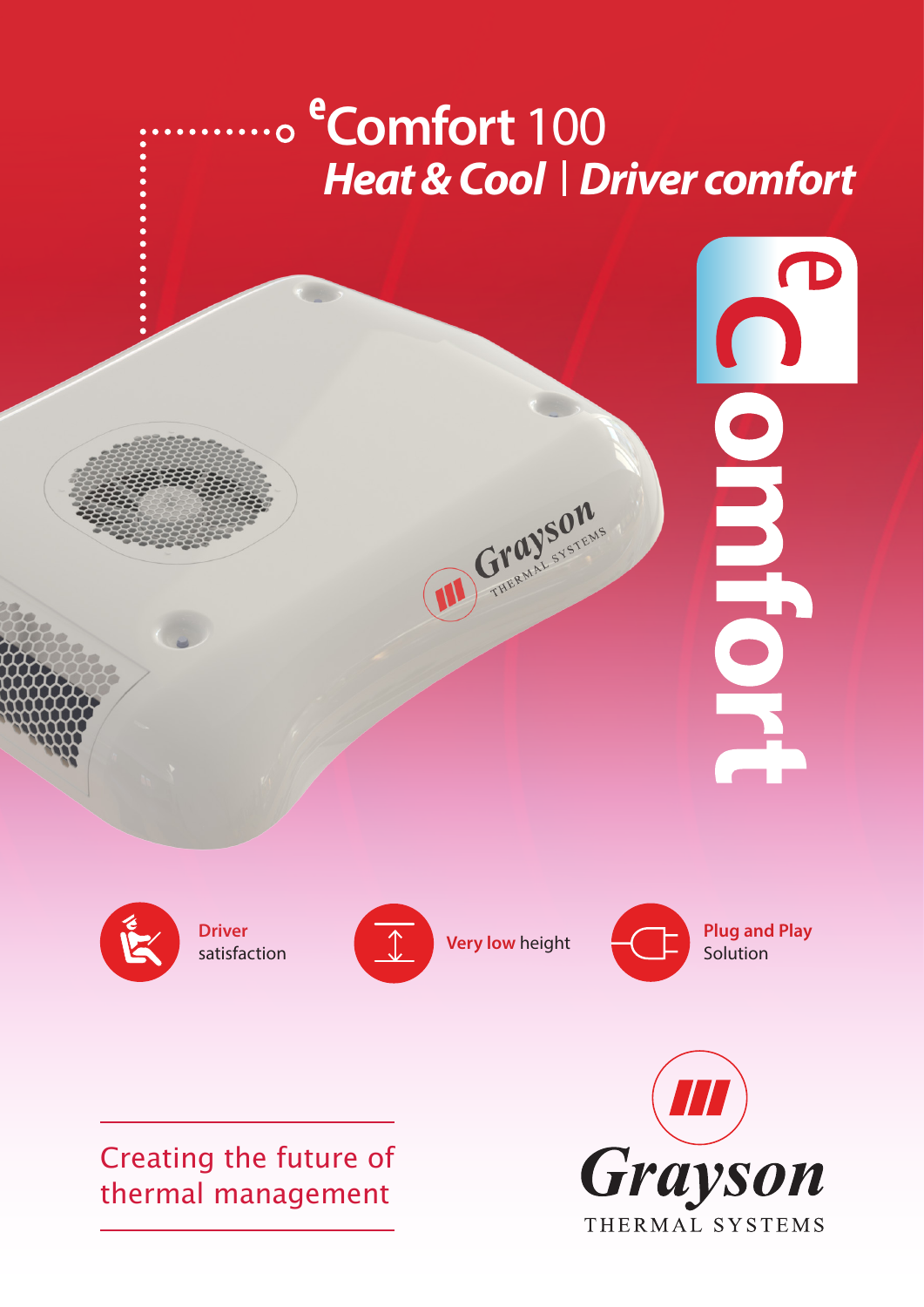# $^{e}$Comfort 100

## ***Heat & Cool | Driver comfort***

eComfort

**Driver** satisfaction

**Very low** height

**Plug and Play** Solution

Creating the future of thermal management

Grayson THERMAL SYSTEMS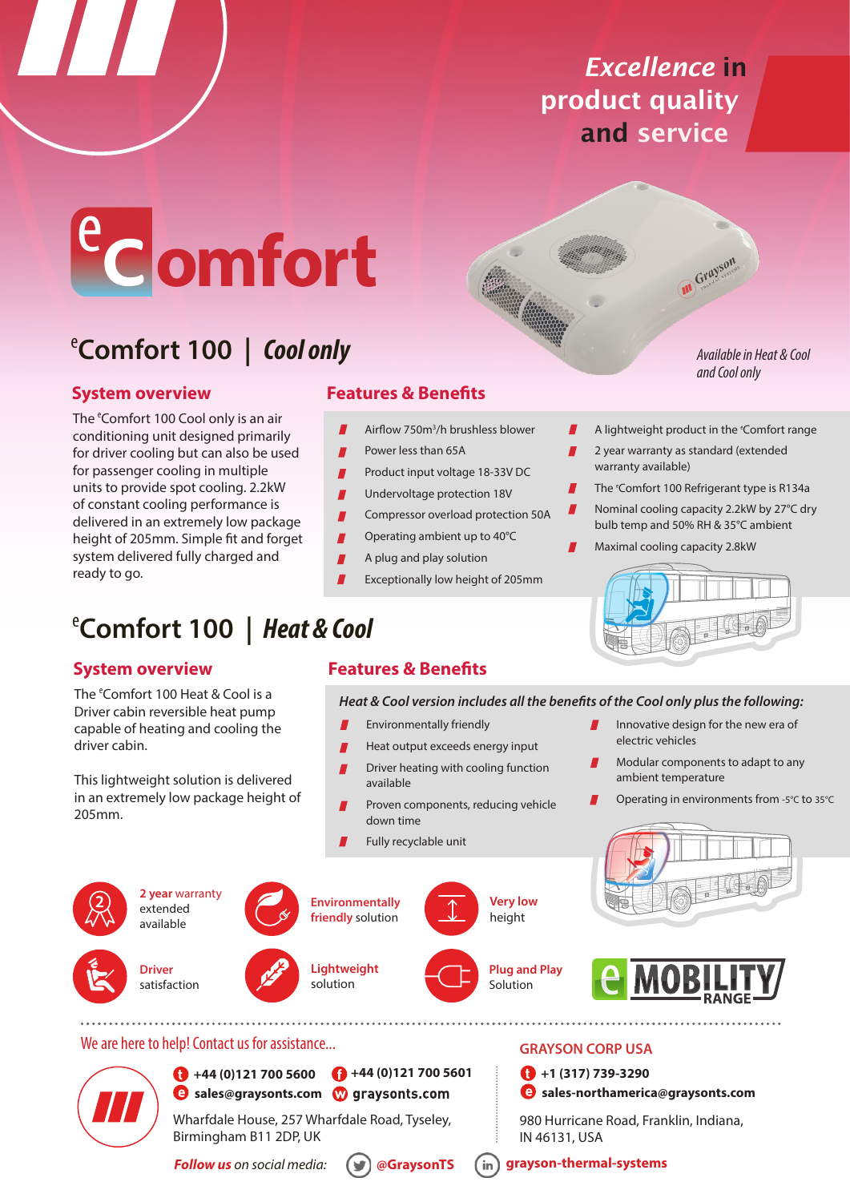*Excellence* in product quality and service

# eComfort

## eComfort 100 | *Cool only*

*Available in Heat & Cool and Cool only*

### System overview

The eComfort 100 Cool only is an air conditioning unit designed primarily for driver cooling but can also be used for passenger cooling in multiple units to provide spot cooling. 2.2kW of constant cooling performance is delivered in an extremely low package height of 205mm. Simple fit and forget system delivered fully charged and ready to go.

### Features & Benefits

- Airflow 750m³/h brushless blower
- Power less than 65A
- Product input voltage 18-33V DC
- Undervoltage protection 18V
- Compressor overload protection 50A
- Operating ambient up to 40°C
- A plug and play solution
- Exceptionally low height of 205mm
- A lightweight product in the eComfort range
- 2 year warranty as standard (extended warranty available)
- The eComfort 100 Refrigerant type is R134a
- Nominal cooling capacity 2.2kW by 27°C dry bulb temp and 50% RH & 35°C ambient
- Maximal cooling capacity 2.8kW

## eComfort 100 | *Heat & Cool*

### System overview

The eComfort 100 Heat & Cool is a Driver cabin reversible heat pump capable of heating and cooling the driver cabin.

This lightweight solution is delivered in an extremely low package height of 205mm.

### Features & Benefits

***Heat & Cool version includes all the benefits of the Cool only plus the following:***

- Environmentally friendly
- Heat output exceeds energy input
- Driver heating with cooling function available
- Proven components, reducing vehicle down time
- Fully recyclable unit
- Innovative design for the new era of electric vehicles
- Modular components to adapt to any ambient temperature
- Operating in environments from -5°C to 35°C

**2 year warranty** extended available

**Environmentally friendly** solution

**Very low** height

**Driver** satisfaction

**Lightweight** solution

**Plug and Play** Solution

e MOBILITY RANGE

---

We are here to help! Contact us for assistance...

t +44 (0)121 700 5600 f +44 (0)121 700 5601
e sales@graysonts.com w graysonts.com

Wharfdale House, 257 Wharfdale Road, Tyseley, Birmingham B11 2DP, UK

**GRAYSON CORP USA**

t +1 (317) 739-3290
e sales-northamerica@graysonts.com

980 Hurricane Road, Franklin, Indiana, IN 46131, USA

*Follow us on social media:* @GraysonTS grayson-thermal-systems